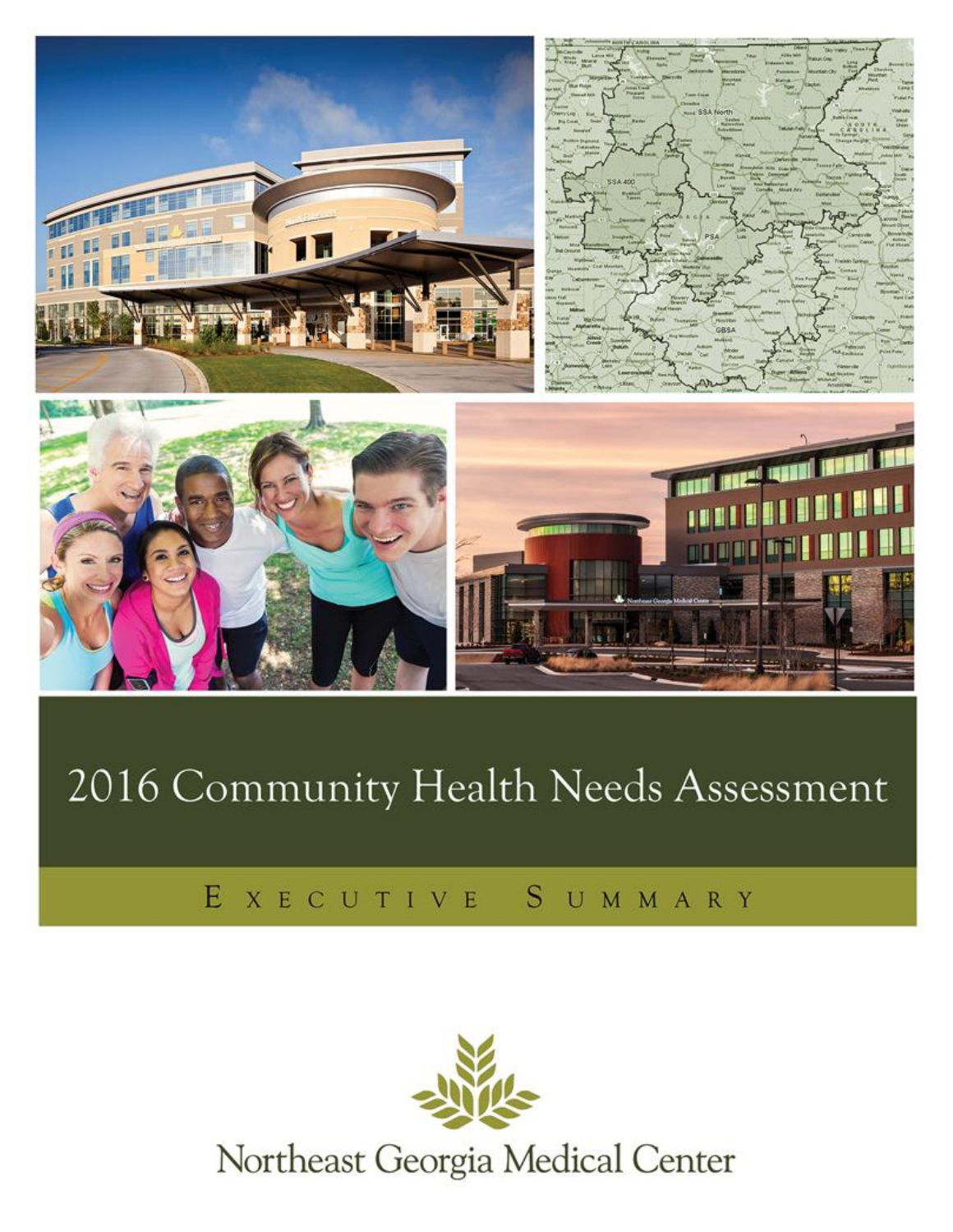# 2016 Community Health Needs Assessment

## Executive Summary

Northeast Georgia Medical Center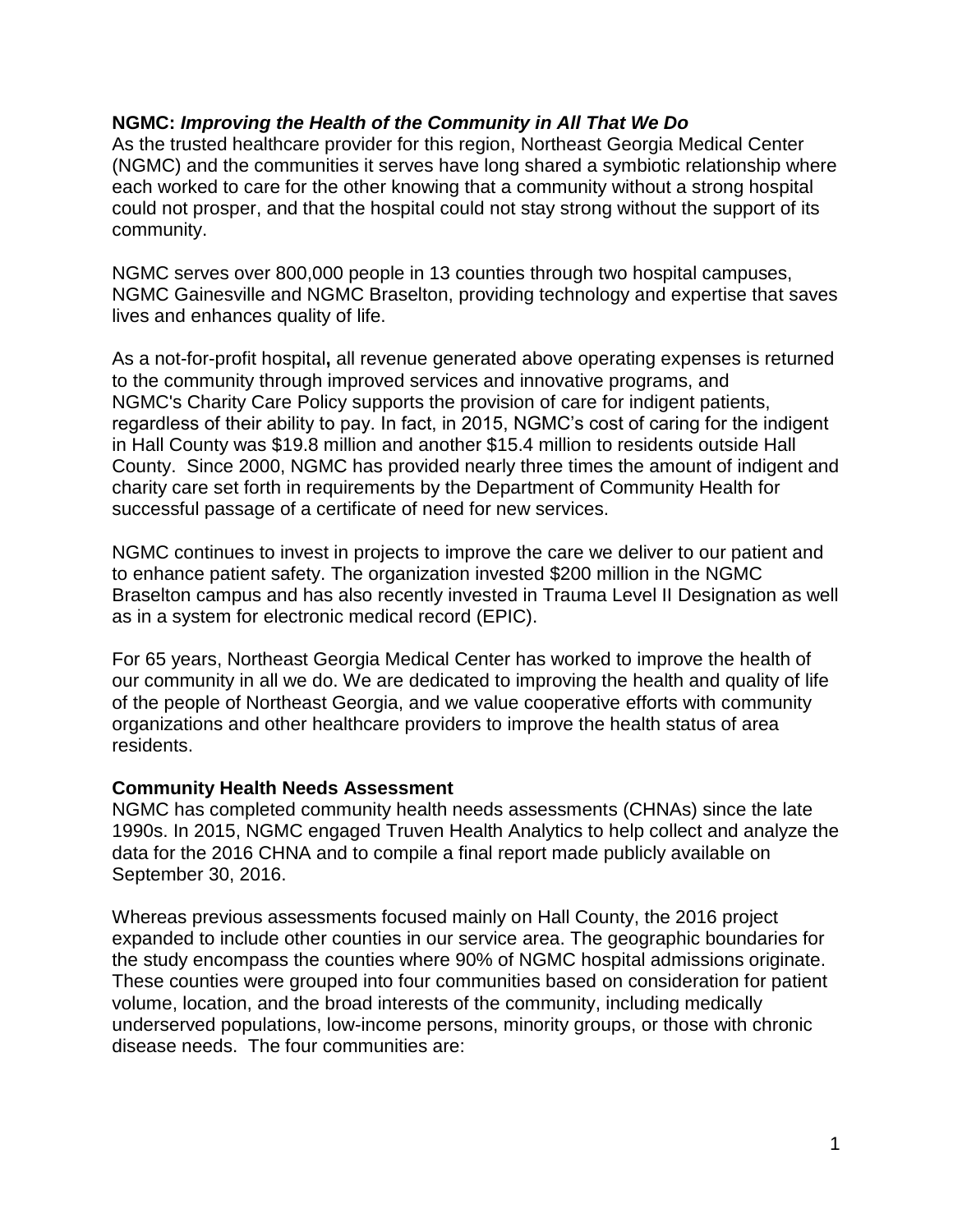**NGMC:** ***Improving the Health of the Community in All That We Do***

As the trusted healthcare provider for this region, Northeast Georgia Medical Center (NGMC) and the communities it serves have long shared a symbiotic relationship where each worked to care for the other knowing that a community without a strong hospital could not prosper, and that the hospital could not stay strong without the support of its community.

NGMC serves over 800,000 people in 13 counties through two hospital campuses, NGMC Gainesville and NGMC Braselton, providing technology and expertise that saves lives and enhances quality of life.

As a not-for-profit hospital**,** all revenue generated above operating expenses is returned to the community through improved services and innovative programs, and NGMC's Charity Care Policy supports the provision of care for indigent patients, regardless of their ability to pay. In fact, in 2015, NGMC's cost of caring for the indigent in Hall County was $19.8 million and another $15.4 million to residents outside Hall County. Since 2000, NGMC has provided nearly three times the amount of indigent and charity care set forth in requirements by the Department of Community Health for successful passage of a certificate of need for new services.

NGMC continues to invest in projects to improve the care we deliver to our patient and to enhance patient safety. The organization invested $200 million in the NGMC Braselton campus and has also recently invested in Trauma Level II Designation as well as in a system for electronic medical record (EPIC).

For 65 years, Northeast Georgia Medical Center has worked to improve the health of our community in all we do. We are dedicated to improving the health and quality of life of the people of Northeast Georgia, and we value cooperative efforts with community organizations and other healthcare providers to improve the health status of area residents.

**Community Health Needs Assessment**

NGMC has completed community health needs assessments (CHNAs) since the late 1990s. In 2015, NGMC engaged Truven Health Analytics to help collect and analyze the data for the 2016 CHNA and to compile a final report made publicly available on September 30, 2016.

Whereas previous assessments focused mainly on Hall County, the 2016 project expanded to include other counties in our service area. The geographic boundaries for the study encompass the counties where 90% of NGMC hospital admissions originate. These counties were grouped into four communities based on consideration for patient volume, location, and the broad interests of the community, including medically underserved populations, low-income persons, minority groups, or those with chronic disease needs. The four communities are: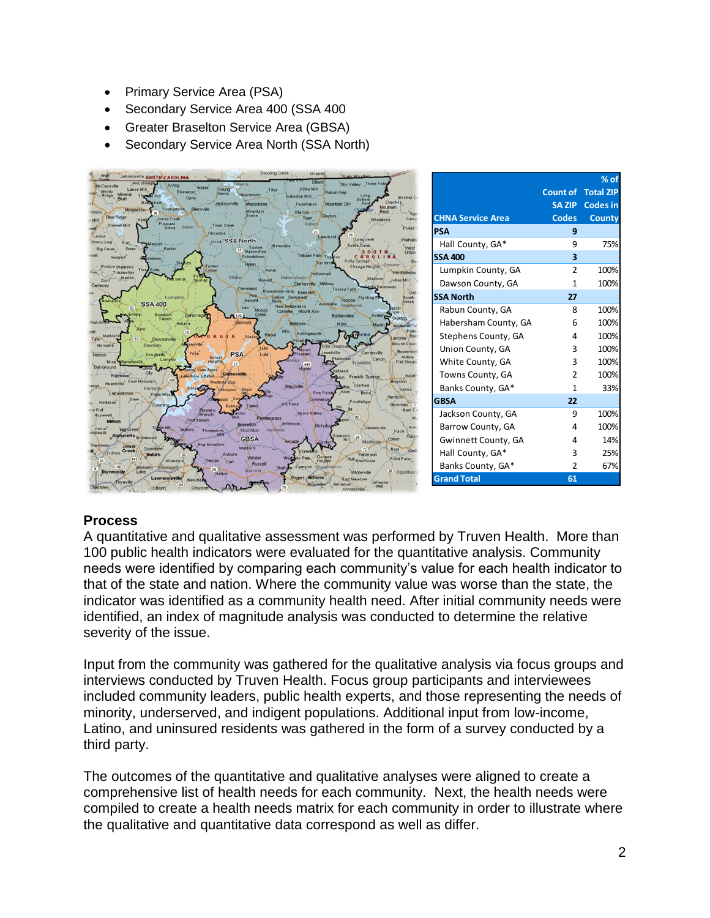- Primary Service Area (PSA)
- Secondary Service Area 400 (SSA 400
- Greater Braselton Service Area (GBSA)
- Secondary Service Area North (SSA North)

| CHNA Service Area | Count of SA ZIP Codes | % of Total ZIP Codes in County |
|---|---|---|
| **PSA** | **9** | |
| Hall County, GA* | 9 | 75% |
| **SSA 400** | **3** | |
| Lumpkin County, GA | 2 | 100% |
| Dawson County, GA | 1 | 100% |
| **SSA North** | **27** | |
| Rabun County, GA | 8 | 100% |
| Habersham County, GA | 6 | 100% |
| Stephens County, GA | 4 | 100% |
| Union County, GA | 3 | 100% |
| White County, GA | 3 | 100% |
| Towns County, GA | 2 | 100% |
| Banks County, GA* | 1 | 33% |
| **GBSA** | **22** | |
| Jackson County, GA | 9 | 100% |
| Barrow County, GA | 4 | 100% |
| Gwinnett County, GA | 4 | 14% |
| Hall County, GA* | 3 | 25% |
| Banks County, GA* | 2 | 67% |
| **Grand Total** | **61** | |

## Process

A quantitative and qualitative assessment was performed by Truven Health. More than 100 public health indicators were evaluated for the quantitative analysis. Community needs were identified by comparing each community's value for each health indicator to that of the state and nation. Where the community value was worse than the state, the indicator was identified as a community health need. After initial community needs were identified, an index of magnitude analysis was conducted to determine the relative severity of the issue.

Input from the community was gathered for the qualitative analysis via focus groups and interviews conducted by Truven Health. Focus group participants and interviewees included community leaders, public health experts, and those representing the needs of minority, underserved, and indigent populations. Additional input from low-income, Latino, and uninsured residents was gathered in the form of a survey conducted by a third party.

The outcomes of the quantitative and qualitative analyses were aligned to create a comprehensive list of health needs for each community. Next, the health needs were compiled to create a health needs matrix for each community in order to illustrate where the qualitative and quantitative data correspond as well as differ.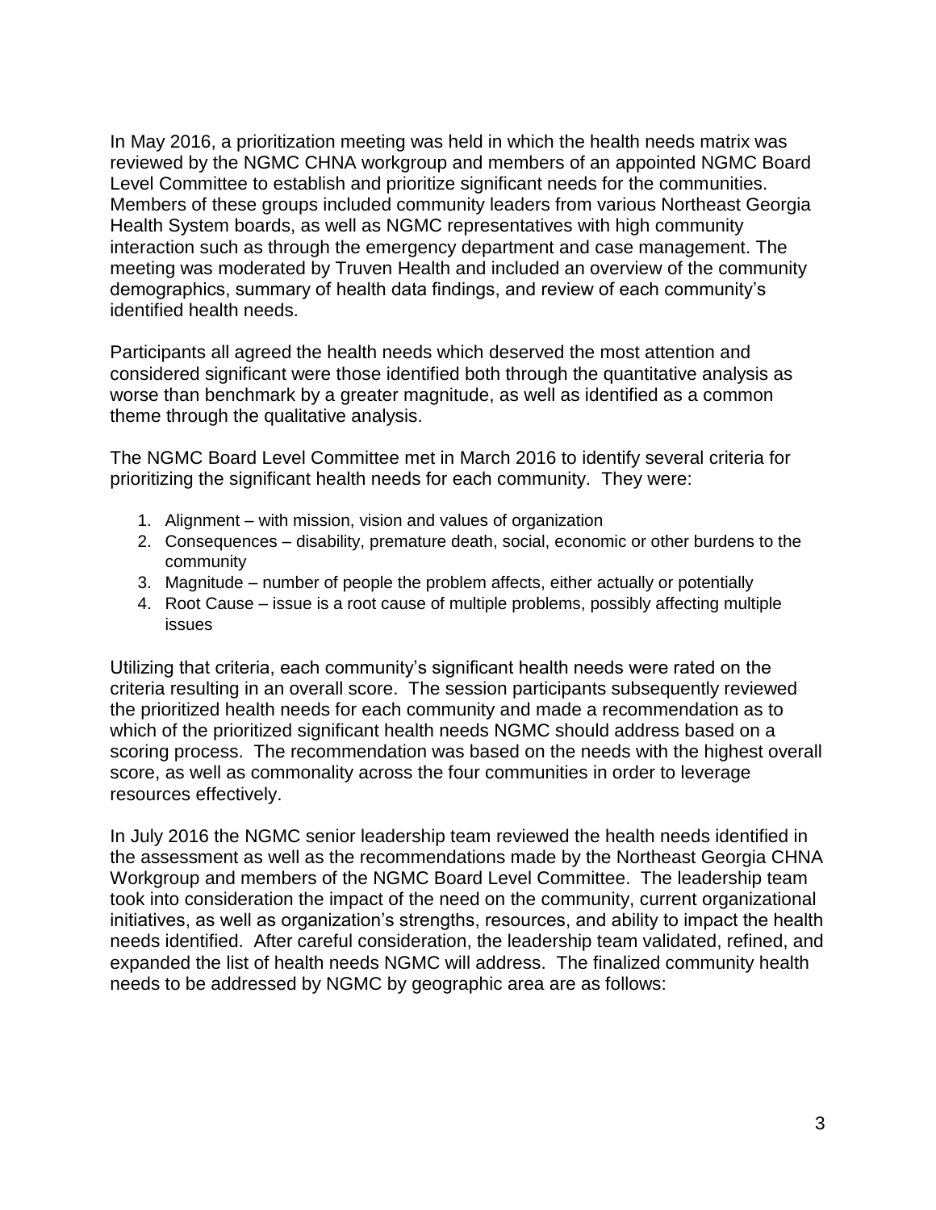In May 2016, a prioritization meeting was held in which the health needs matrix was reviewed by the NGMC CHNA workgroup and members of an appointed NGMC Board Level Committee to establish and prioritize significant needs for the communities. Members of these groups included community leaders from various Northeast Georgia Health System boards, as well as NGMC representatives with high community interaction such as through the emergency department and case management. The meeting was moderated by Truven Health and included an overview of the community demographics, summary of health data findings, and review of each community's identified health needs.

Participants all agreed the health needs which deserved the most attention and considered significant were those identified both through the quantitative analysis as worse than benchmark by a greater magnitude, as well as identified as a common theme through the qualitative analysis.

The NGMC Board Level Committee met in March 2016 to identify several criteria for prioritizing the significant health needs for each community. They were:

1. Alignment – with mission, vision and values of organization
2. Consequences – disability, premature death, social, economic or other burdens to the community
3. Magnitude – number of people the problem affects, either actually or potentially
4. Root Cause – issue is a root cause of multiple problems, possibly affecting multiple issues

Utilizing that criteria, each community's significant health needs were rated on the criteria resulting in an overall score. The session participants subsequently reviewed the prioritized health needs for each community and made a recommendation as to which of the prioritized significant health needs NGMC should address based on a scoring process. The recommendation was based on the needs with the highest overall score, as well as commonality across the four communities in order to leverage resources effectively.

In July 2016 the NGMC senior leadership team reviewed the health needs identified in the assessment as well as the recommendations made by the Northeast Georgia CHNA Workgroup and members of the NGMC Board Level Committee. The leadership team took into consideration the impact of the need on the community, current organizational initiatives, as well as organization's strengths, resources, and ability to impact the health needs identified. After careful consideration, the leadership team validated, refined, and expanded the list of health needs NGMC will address. The finalized community health needs to be addressed by NGMC by geographic area are as follows: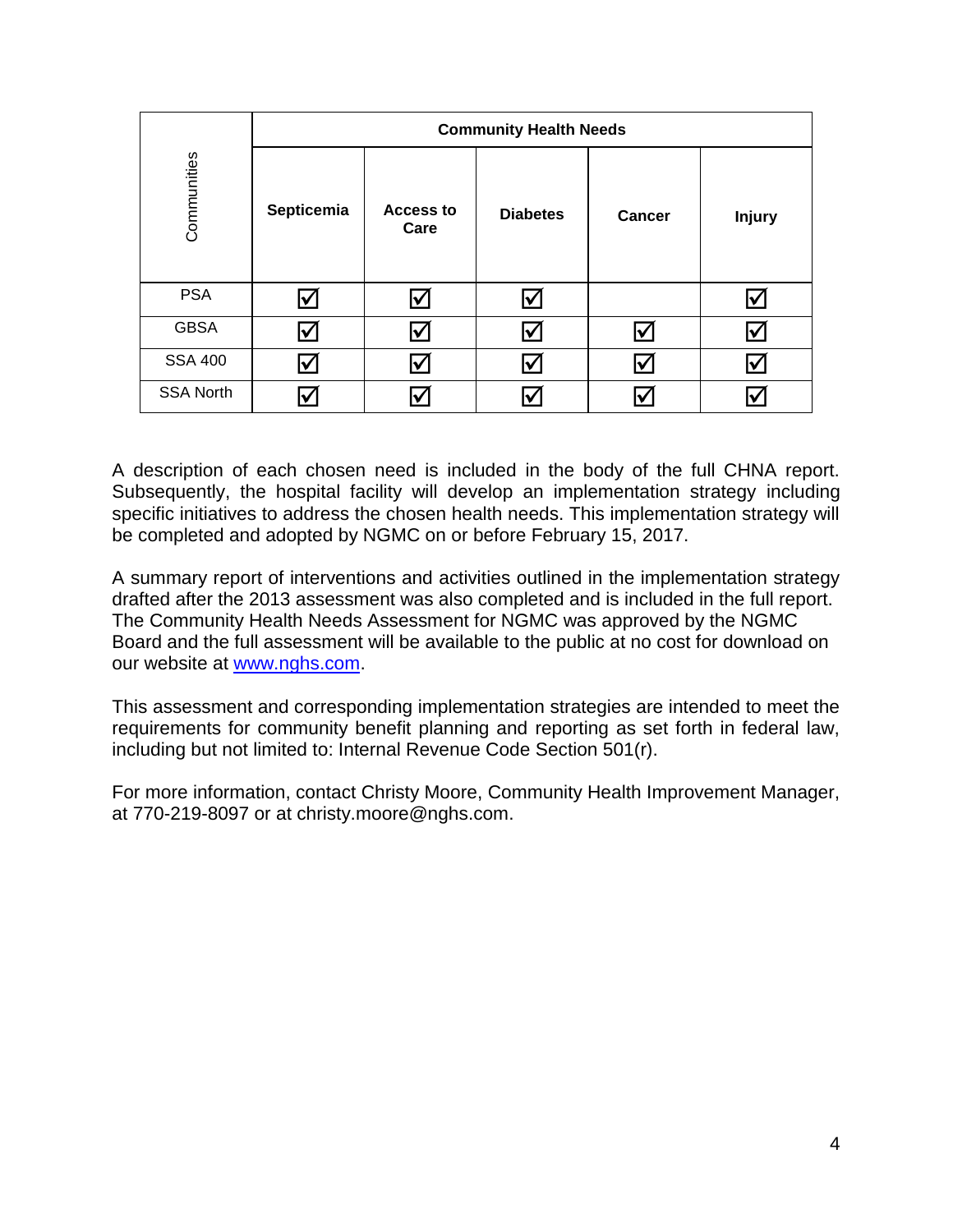| Communities | Community Health Needs | | | | |
|---|---|---|---|---|---|
| | Septicemia | Access to Care | Diabetes | Cancer | Injury |
| PSA | ☑ | ☑ | ☑ | | ☑ |
| GBSA | ☑ | ☑ | ☑ | ☑ | ☑ |
| SSA 400 | ☑ | ☑ | ☑ | ☑ | ☑ |
| SSA North | ☑ | ☑ | ☑ | ☑ | ☑ |

A description of each chosen need is included in the body of the full CHNA report. Subsequently, the hospital facility will develop an implementation strategy including specific initiatives to address the chosen health needs. This implementation strategy will be completed and adopted by NGMC on or before February 15, 2017.

A summary report of interventions and activities outlined in the implementation strategy drafted after the 2013 assessment was also completed and is included in the full report. The Community Health Needs Assessment for NGMC was approved by the NGMC Board and the full assessment will be available to the public at no cost for download on our website at [www.nghs.com](http://www.nghs.com).

This assessment and corresponding implementation strategies are intended to meet the requirements for community benefit planning and reporting as set forth in federal law, including but not limited to: Internal Revenue Code Section 501(r).

For more information, contact Christy Moore, Community Health Improvement Manager, at 770-219-8097 or at christy.moore@nghs.com.